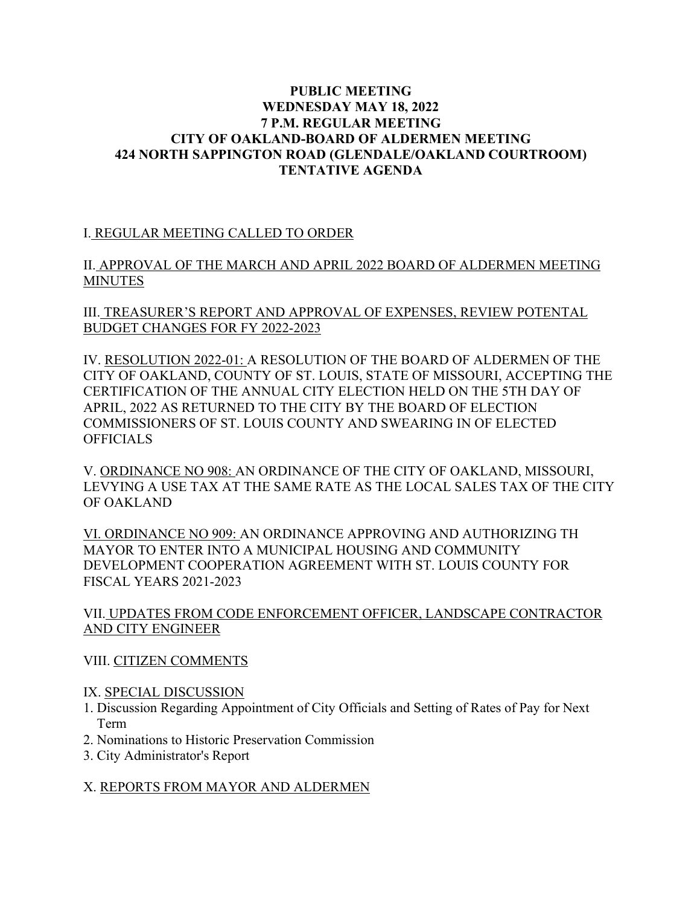**PUBLIC MEETING**
**WEDNESDAY MAY 18, 2022**
**7 P.M. REGULAR MEETING**
**CITY OF OAKLAND-BOARD OF ALDERMEN MEETING**
**424 NORTH SAPPINGTON ROAD (GLENDALE/OAKLAND COURTROOM)**
**TENTATIVE AGENDA**

I. REGULAR MEETING CALLED TO ORDER

II. APPROVAL OF THE MARCH AND APRIL 2022 BOARD OF ALDERMEN MEETING MINUTES

III. TREASURER'S REPORT AND APPROVAL OF EXPENSES, REVIEW POTENTAL BUDGET CHANGES FOR FY 2022-2023

IV. RESOLUTION 2022-01: A RESOLUTION OF THE BOARD OF ALDERMEN OF THE CITY OF OAKLAND, COUNTY OF ST. LOUIS, STATE OF MISSOURI, ACCEPTING THE CERTIFICATION OF THE ANNUAL CITY ELECTION HELD ON THE 5TH DAY OF APRIL, 2022 AS RETURNED TO THE CITY BY THE BOARD OF ELECTION COMMISSIONERS OF ST. LOUIS COUNTY AND SWEARING IN OF ELECTED OFFICIALS

V. ORDINANCE NO 908: AN ORDINANCE OF THE CITY OF OAKLAND, MISSOURI, LEVYING A USE TAX AT THE SAME RATE AS THE LOCAL SALES TAX OF THE CITY OF OAKLAND

VI. ORDINANCE NO 909: AN ORDINANCE APPROVING AND AUTHORIZING TH MAYOR TO ENTER INTO A MUNICIPAL HOUSING AND COMMUNITY DEVELOPMENT COOPERATION AGREEMENT WITH ST. LOUIS COUNTY FOR FISCAL YEARS 2021-2023

VII. UPDATES FROM CODE ENFORCEMENT OFFICER, LANDSCAPE CONTRACTOR AND CITY ENGINEER

VIII. CITIZEN COMMENTS

IX. SPECIAL DISCUSSION

1. Discussion Regarding Appointment of City Officials and Setting of Rates of Pay for Next Term
2. Nominations to Historic Preservation Commission
3. City Administrator's Report

X. REPORTS FROM MAYOR AND ALDERMEN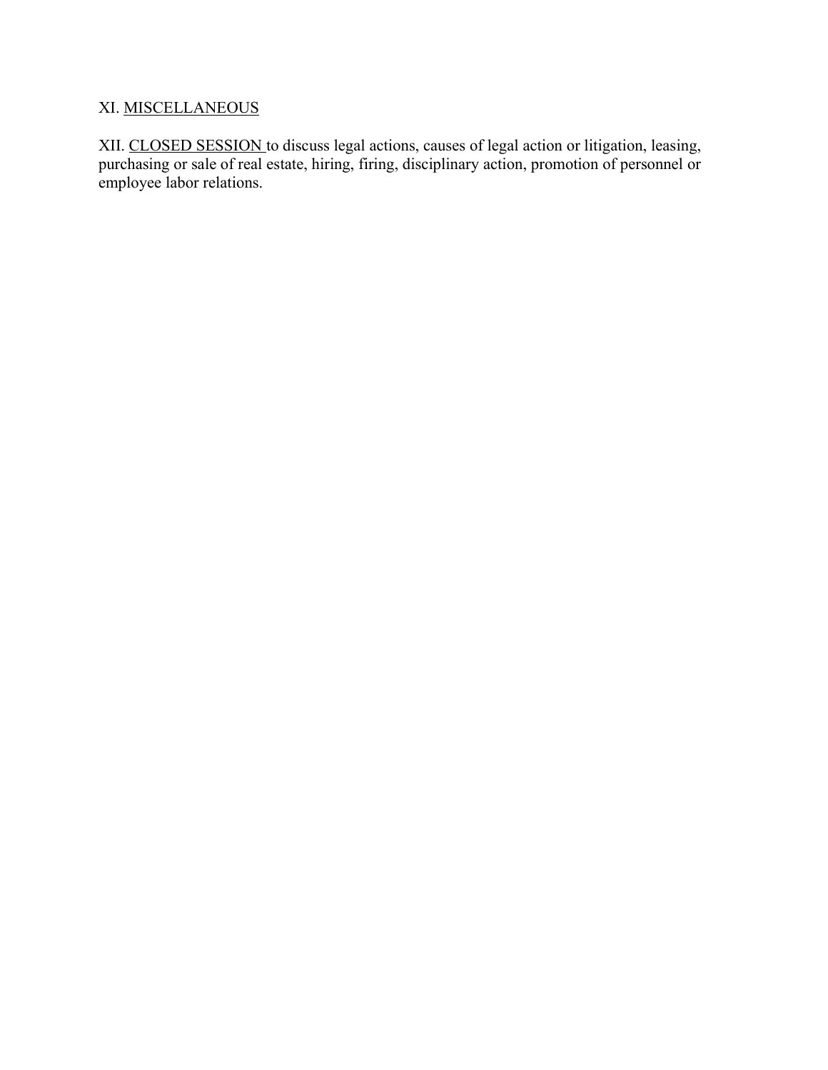XI. MISCELLANEOUS

XII. CLOSED SESSION to discuss legal actions, causes of legal action or litigation, leasing, purchasing or sale of real estate, hiring, firing, disciplinary action, promotion of personnel or employee labor relations.